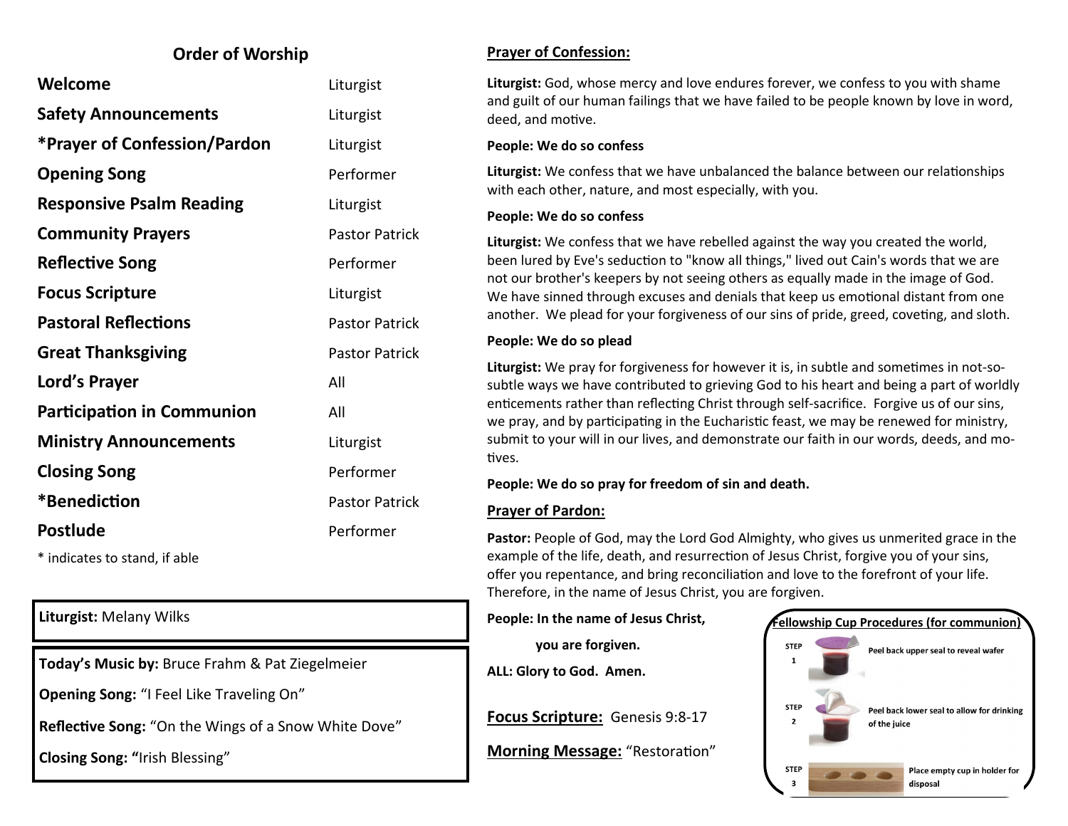## Order of Worship

| | |
|---|---|
| **Welcome** | Liturgist |
| **Safety Announcements** | Liturgist |
| **\*Prayer of Confession/Pardon** | Liturgist |
| **Opening Song** | Performer |
| **Responsive Psalm Reading** | Liturgist |
| **Community Prayers** | Pastor Patrick |
| **Reflective Song** | Performer |
| **Focus Scripture** | Liturgist |
| **Pastoral Reflections** | Pastor Patrick |
| **Great Thanksgiving** | Pastor Patrick |
| **Lord's Prayer** | All |
| **Participation in Communion** | All |
| **Ministry Announcements** | Liturgist |
| **Closing Song** | Performer |
| **\*Benediction** | Pastor Patrick |
| **Postlude** | Performer |

\* indicates to stand, if able

**Liturgist:** Melany Wilks

**Today's Music by:** Bruce Frahm & Pat Ziegelmeier

**Opening Song:** "I Feel Like Traveling On"

**Reflective Song:** "On the Wings of a Snow White Dove"

**Closing Song: "**Irish Blessing"

## Prayer of Confession:

**Liturgist:** God, whose mercy and love endures forever, we confess to you with shame and guilt of our human failings that we have failed to be people known by love in word, deed, and motive.

**People: We do so confess**

**Liturgist:** We confess that we have unbalanced the balance between our relationships with each other, nature, and most especially, with you.

**People: We do so confess**

**Liturgist:** We confess that we have rebelled against the way you created the world, been lured by Eve's seduction to "know all things," lived out Cain's words that we are not our brother's keepers by not seeing others as equally made in the image of God. We have sinned through excuses and denials that keep us emotional distant from one another. We plead for your forgiveness of our sins of pride, greed, coveting, and sloth.

**People: We do so plead**

**Liturgist:** We pray for forgiveness for however it is, in subtle and sometimes in not-so-subtle ways we have contributed to grieving God to his heart and being a part of worldly enticements rather than reflecting Christ through self-sacrifice. Forgive us of our sins, we pray, and by participating in the Eucharistic feast, we may be renewed for ministry, submit to your will in our lives, and demonstrate our faith in our words, deeds, and motives.

**People: We do so pray for freedom of sin and death.**

## Prayer of Pardon:

**Pastor:** People of God, may the Lord God Almighty, who gives us unmerited grace in the example of the life, death, and resurrection of Jesus Christ, forgive you of your sins, offer you repentance, and bring reconciliation and love to the forefront of your life. Therefore, in the name of Jesus Christ, you are forgiven.

**People: In the name of Jesus Christ,**

**you are forgiven.**

**ALL: Glory to God. Amen.**

**Focus Scripture:** Genesis 9:8-17

**Morning Message:** "Restoration"

**Fellowship Cup Procedures (for communion)**

STEP 1 — Peel back upper seal to reveal wafer

STEP 2 — Peel back lower seal to allow for drinking of the juice

STEP 3 — Place empty cup in holder for disposal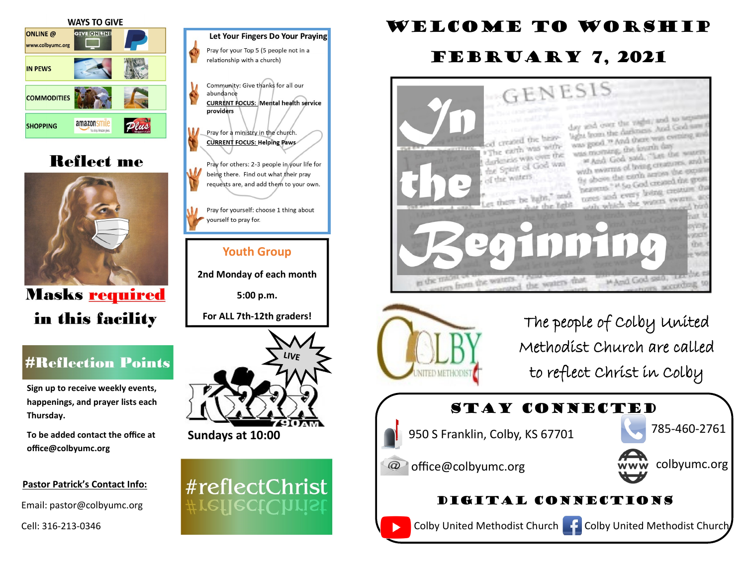## WAYS TO GIVE

- ONLINE @ www.colbyumc.org
- IN PEWS
- COMMODITIES
- SHOPPING

## Reflect me

**Masks required in this facility**

## #Reflection Points

**Sign up to receive weekly events, happenings, and prayer lists each Thursday.**

**To be added contact the office at office@colbyumc.org**

**Pastor Patrick's Contact Info:**

Email: pastor@colbyumc.org

Cell: 316-213-0346

### Let Your Fingers Do Your Praying

Pray for your Top 5 (5 people not in a relationship with a church)

Community: Give thanks for all our abundance
**CURRENT FOCUS: Mental health service providers**

Pray for a ministry in the church.
**CURRENT FOCUS: Helping Paws**

Pray for others: 2-3 people in your life for being there. Find out what their pray requests are, and add them to your own.

Pray for yourself: choose 1 thing about yourself to pray for.

### Youth Group

**2nd Monday of each month**

**5:00 p.m.**

**For ALL 7th-12th graders!**

LIVE KXXX 790AM

**Sundays at 10:00**

#reflectChrist

# WELCOME TO WORSHIP

# FEBRUARY 7, 2021

In the Beginning

COLBY UNITED METHODIST

The people of Colby United Methodist Church are called to reflect Christ in Colby

## STAY CONNECTED

950 S Franklin, Colby, KS 67701

785-460-2761

office@colbyumc.org

colbyumc.org

## DIGITAL CONNECTIONS

Colby United Methodist Church

Colby United Methodist Church